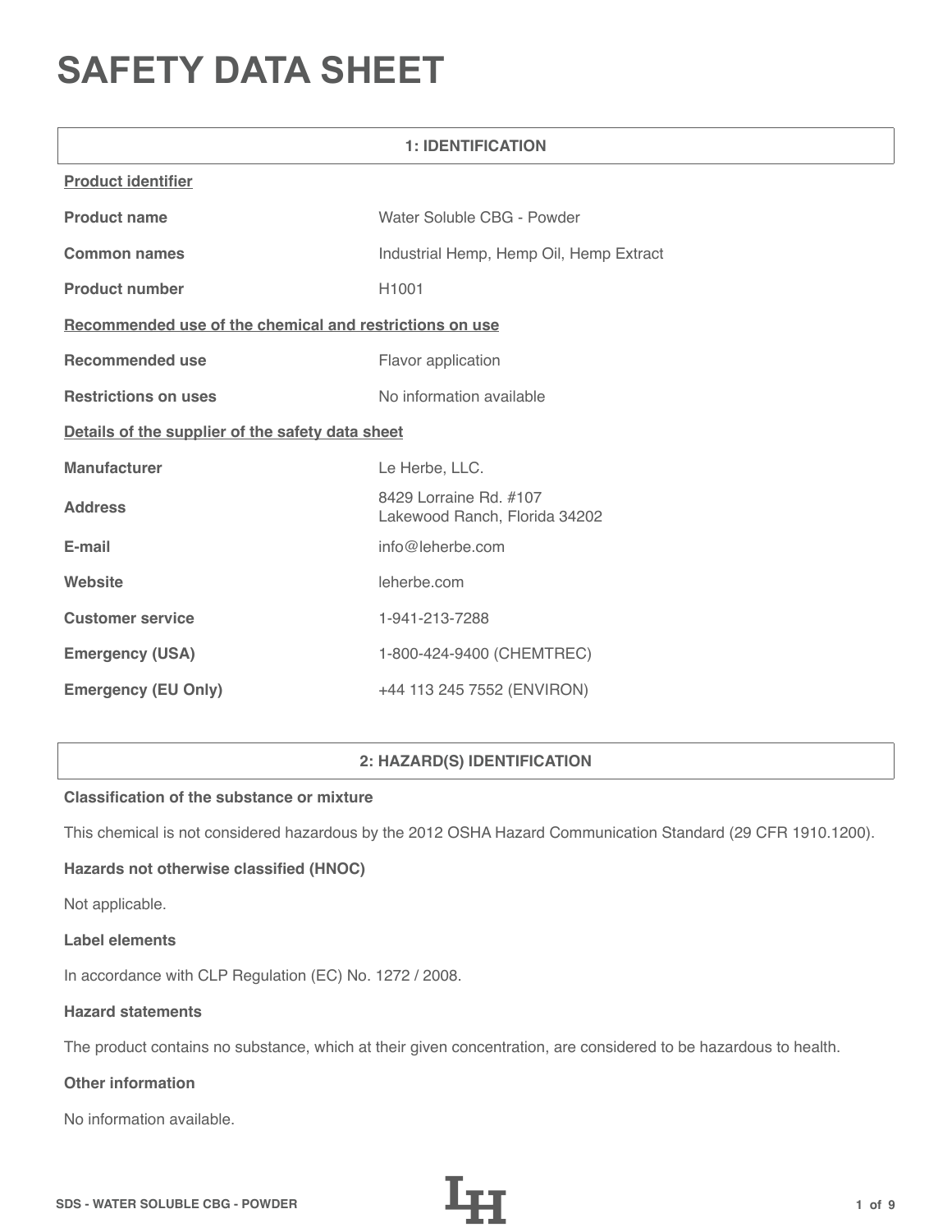# SAFETY DATA SHEET

## 1: IDENTIFICATION

**Product identifier**

| | |
|---|---|
| **Product name** | Water Soluble CBG - Powder |
| **Common names** | Industrial Hemp, Hemp Oil, Hemp Extract |
| **Product number** | H1001 |

**Recommended use of the chemical and restrictions on use**

| | |
|---|---|
| **Recommended use** | Flavor application |
| **Restrictions on uses** | No information available |

**Details of the supplier of the safety data sheet**

| | |
|---|---|
| **Manufacturer** | Le Herbe, LLC. |
| **Address** | 8429 Lorraine Rd. #107<br>Lakewood Ranch, Florida 34202 |
| **E-mail** | info@leherbe.com |
| **Website** | leherbe.com |
| **Customer service** | 1-941-213-7288 |
| **Emergency (USA)** | 1-800-424-9400 (CHEMTREC) |
| **Emergency (EU Only)** | +44 113 245 7552 (ENVIRON) |

## 2: HAZARD(S) IDENTIFICATION

**Classification of the substance or mixture**

This chemical is not considered hazardous by the 2012 OSHA Hazard Communication Standard (29 CFR 1910.1200).

**Hazards not otherwise classified (HNOC)**

Not applicable.

**Label elements**

In accordance with CLP Regulation (EC) No. 1272 / 2008.

**Hazard statements**

The product contains no substance, which at their given concentration, are considered to be hazardous to health.

**Other information**

No information available.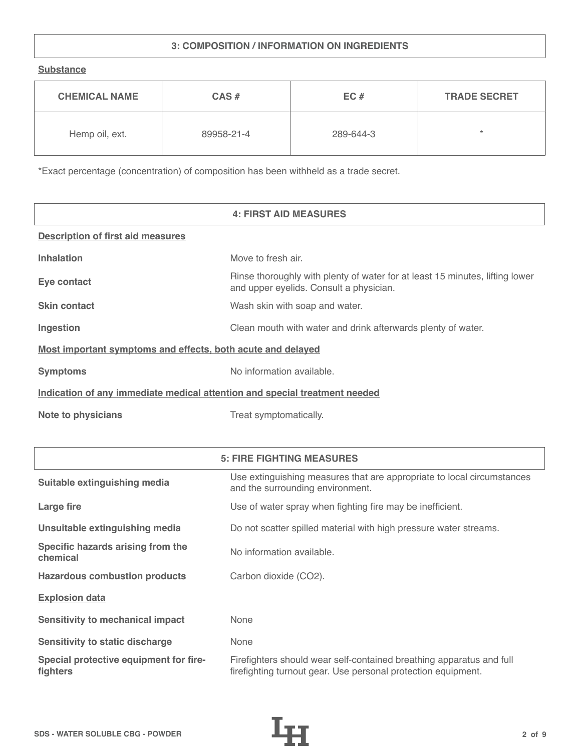## 3: COMPOSITION / INFORMATION ON INGREDIENTS

**Substance**

| CHEMICAL NAME | CAS # | EC # | TRADE SECRET |
|---|---|---|---|
| Hemp oil, ext. | 89958-21-4 | 289-644-3 | * |

*Exact percentage (concentration) of composition has been withheld as a trade secret.

## 4: FIRST AID MEASURES

**Description of first aid measures**

| | |
|---|---|
| **Inhalation** | Move to fresh air. |
| **Eye contact** | Rinse thoroughly with plenty of water for at least 15 minutes, lifting lower and upper eyelids. Consult a physician. |
| **Skin contact** | Wash skin with soap and water. |
| **Ingestion** | Clean mouth with water and drink afterwards plenty of water. |

**Most important symptoms and effects, both acute and delayed**

| | |
|---|---|
| **Symptoms** | No information available. |

**Indication of any immediate medical attention and special treatment needed**

| | |
|---|---|
| **Note to physicians** | Treat symptomatically. |

## 5: FIRE FIGHTING MEASURES

| | |
|---|---|
| **Suitable extinguishing media** | Use extinguishing measures that are appropriate to local circumstances and the surrounding environment. |
| **Large fire** | Use of water spray when fighting fire may be inefficient. |
| **Unsuitable extinguishing media** | Do not scatter spilled material with high pressure water streams. |
| **Specific hazards arising from the chemical** | No information available. |
| **Hazardous combustion products** | Carbon dioxide ($CO_2$). |

**Explosion data**

| | |
|---|---|
| **Sensitivity to mechanical impact** | None |
| **Sensitivity to static discharge** | None |
| **Special protective equipment for fire-fighters** | Firefighters should wear self-contained breathing apparatus and full firefighting turnout gear. Use personal protection equipment. |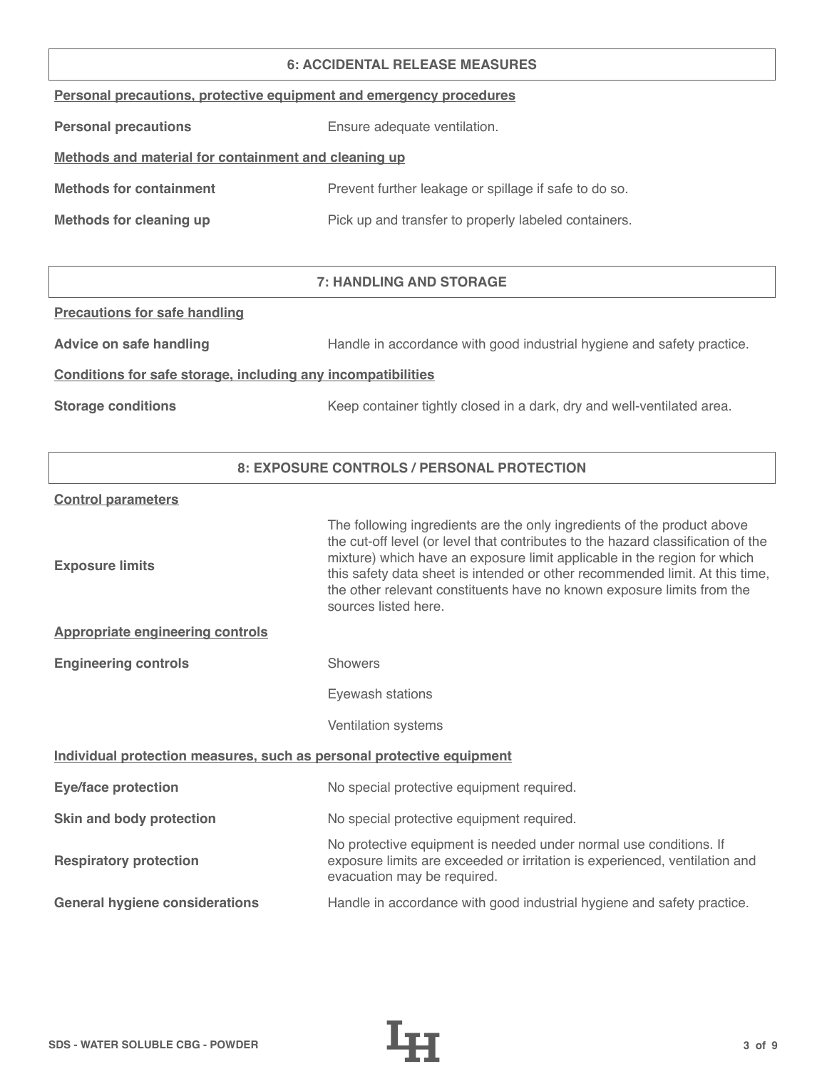## 6: ACCIDENTAL RELEASE MEASURES

**Personal precautions, protective equipment and emergency procedures**

| | |
|---|---|
| **Personal precautions** | Ensure adequate ventilation. |

**Methods and material for containment and cleaning up**

| | |
|---|---|
| **Methods for containment** | Prevent further leakage or spillage if safe to do so. |
| **Methods for cleaning up** | Pick up and transfer to properly labeled containers. |

## 7: HANDLING AND STORAGE

**Precautions for safe handling**

| | |
|---|---|
| **Advice on safe handling** | Handle in accordance with good industrial hygiene and safety practice. |

**Conditions for safe storage, including any incompatibilities**

| | |
|---|---|
| **Storage conditions** | Keep container tightly closed in a dark, dry and well-ventilated area. |

## 8: EXPOSURE CONTROLS / PERSONAL PROTECTION

**Control parameters**

| | |
|---|---|
| **Exposure limits** | The following ingredients are the only ingredients of the product above the cut-off level (or level that contributes to the hazard classification of the mixture) which have an exposure limit applicable in the region for which this safety data sheet is intended or other recommended limit. At this time, the other relevant constituents have no known exposure limits from the sources listed here. |

**Appropriate engineering controls**

| | |
|---|---|
| **Engineering controls** | Showers |
| | Eyewash stations |
| | Ventilation systems |

**Individual protection measures, such as personal protective equipment**

| | |
|---|---|
| **Eye/face protection** | No special protective equipment required. |
| **Skin and body protection** | No special protective equipment required. |
| **Respiratory protection** | No protective equipment is needed under normal use conditions. If exposure limits are exceeded or irritation is experienced, ventilation and evacuation may be required. |
| **General hygiene considerations** | Handle in accordance with good industrial hygiene and safety practice. |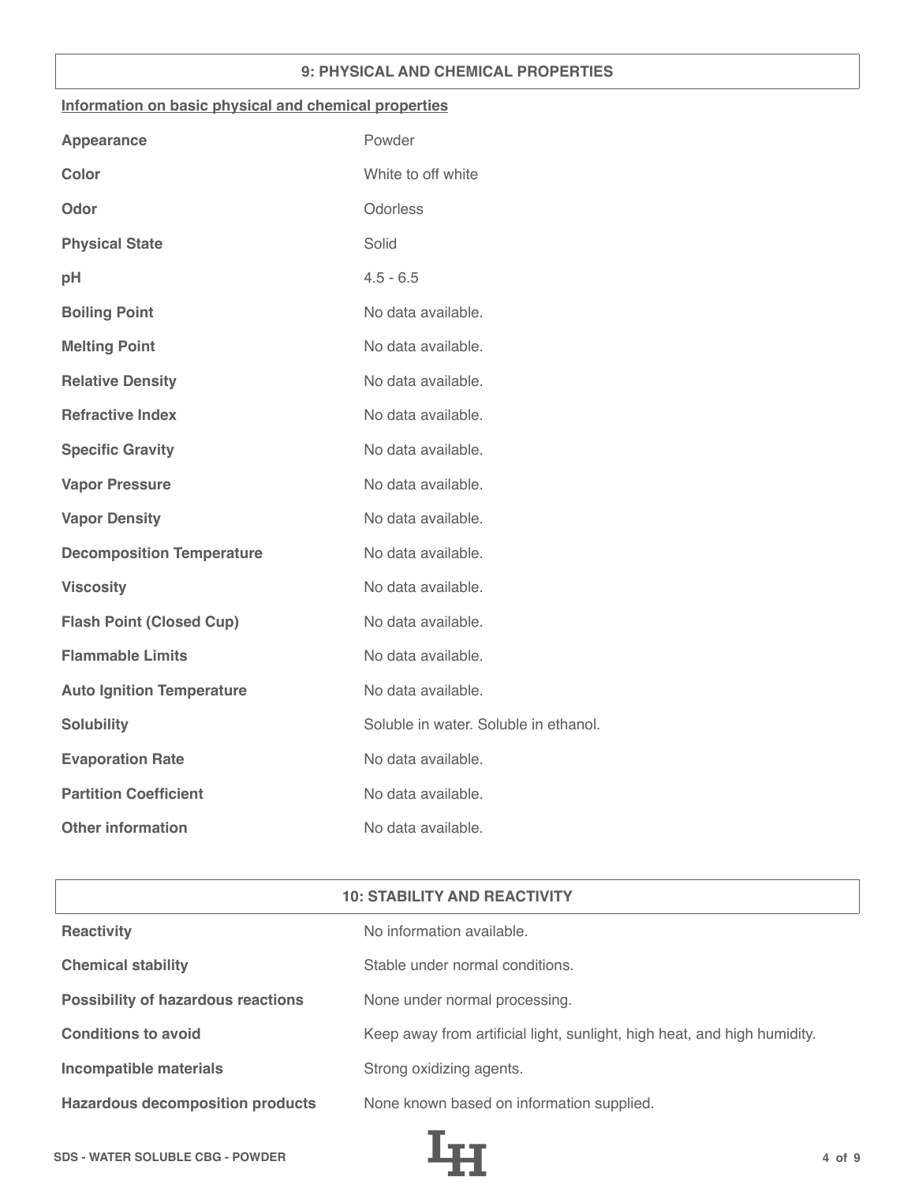## 9: PHYSICAL AND CHEMICAL PROPERTIES

**Information on basic physical and chemical properties**

| Property | Value |
|---|---|
| **Appearance** | Powder |
| **Color** | White to off white |
| **Odor** | Odorless |
| **Physical State** | Solid |
| **pH** | 4.5 - 6.5 |
| **Boiling Point** | No data available. |
| **Melting Point** | No data available. |
| **Relative Density** | No data available. |
| **Refractive Index** | No data available. |
| **Specific Gravity** | No data available. |
| **Vapor Pressure** | No data available. |
| **Vapor Density** | No data available. |
| **Decomposition Temperature** | No data available. |
| **Viscosity** | No data available. |
| **Flash Point (Closed Cup)** | No data available. |
| **Flammable Limits** | No data available. |
| **Auto Ignition Temperature** | No data available. |
| **Solubility** | Soluble in water. Soluble in ethanol. |
| **Evaporation Rate** | No data available. |
| **Partition Coefficient** | No data available. |
| **Other information** | No data available. |

## 10: STABILITY AND REACTIVITY

| Property | Value |
|---|---|
| **Reactivity** | No information available. |
| **Chemical stability** | Stable under normal conditions. |
| **Possibility of hazardous reactions** | None under normal processing. |
| **Conditions to avoid** | Keep away from artificial light, sunlight, high heat, and high humidity. |
| **Incompatible materials** | Strong oxidizing agents. |
| **Hazardous decomposition products** | None known based on information supplied. |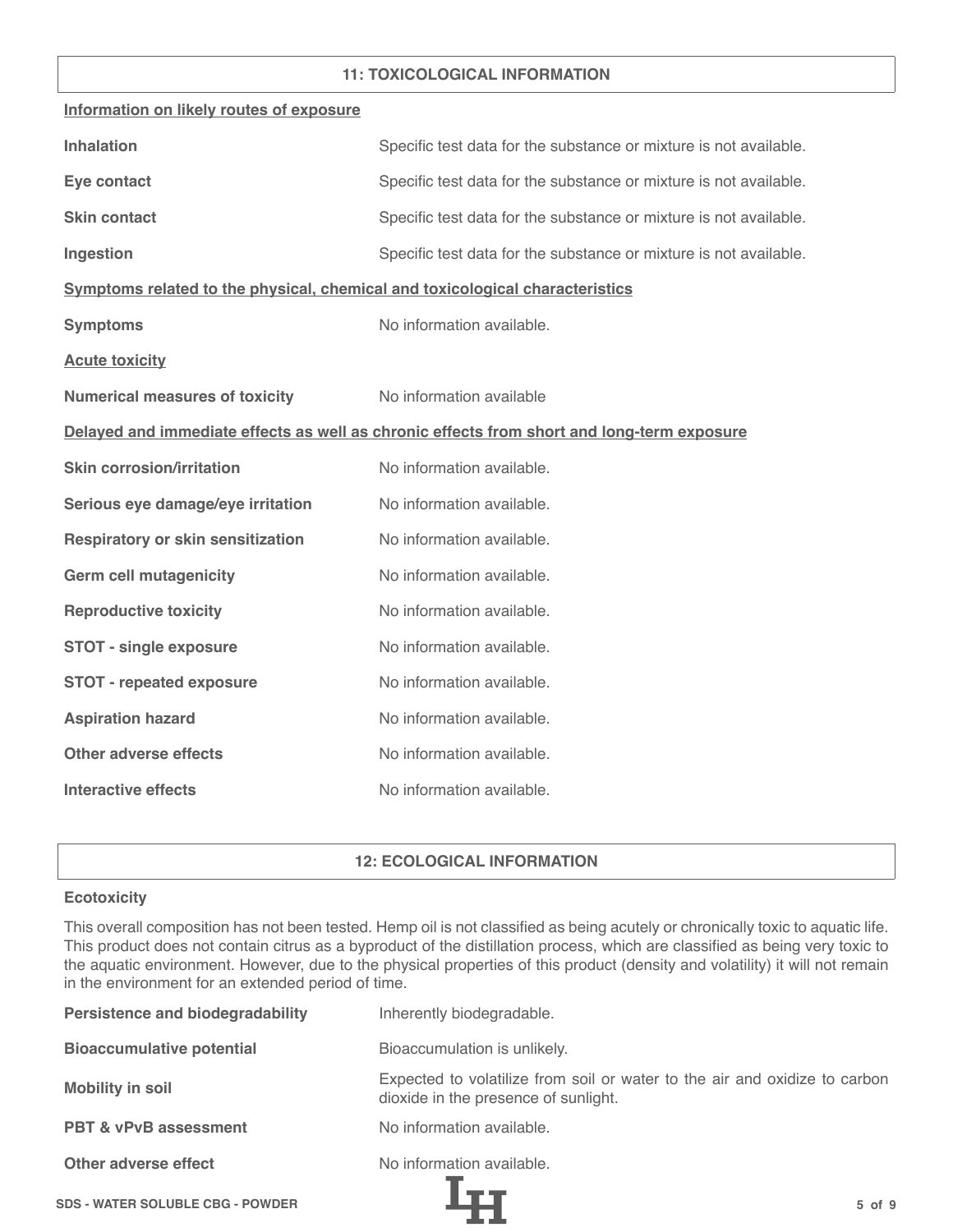## 11: TOXICOLOGICAL INFORMATION

**Information on likely routes of exposure**

| | |
|---|---|
| **Inhalation** | Specific test data for the substance or mixture is not available. |
| **Eye contact** | Specific test data for the substance or mixture is not available. |
| **Skin contact** | Specific test data for the substance or mixture is not available. |
| **Ingestion** | Specific test data for the substance or mixture is not available. |

**Symptoms related to the physical, chemical and toxicological characteristics**

| | |
|---|---|
| **Symptoms** | No information available. |

**Acute toxicity**

| | |
|---|---|
| **Numerical measures of toxicity** | No information available |

**Delayed and immediate effects as well as chronic effects from short and long-term exposure**

| | |
|---|---|
| **Skin corrosion/irritation** | No information available. |
| **Serious eye damage/eye irritation** | No information available. |
| **Respiratory or skin sensitization** | No information available. |
| **Germ cell mutagenicity** | No information available. |
| **Reproductive toxicity** | No information available. |
| **STOT - single exposure** | No information available. |
| **STOT - repeated exposure** | No information available. |
| **Aspiration hazard** | No information available. |
| **Other adverse effects** | No information available. |
| **Interactive effects** | No information available. |

## 12: ECOLOGICAL INFORMATION

**Ecotoxicity**

This overall composition has not been tested. Hemp oil is not classified as being acutely or chronically toxic to aquatic life. This product does not contain citrus as a byproduct of the distillation process, which are classified as being very toxic to the aquatic environment. However, due to the physical properties of this product (density and volatility) it will not remain in the environment for an extended period of time.

| | |
|---|---|
| **Persistence and biodegradability** | Inherently biodegradable. |
| **Bioaccumulative potential** | Bioaccumulation is unlikely. |
| **Mobility in soil** | Expected to volatilize from soil or water to the air and oxidize to carbon dioxide in the presence of sunlight. |
| **PBT & vPvB assessment** | No information available. |
| **Other adverse effect** | No information available. |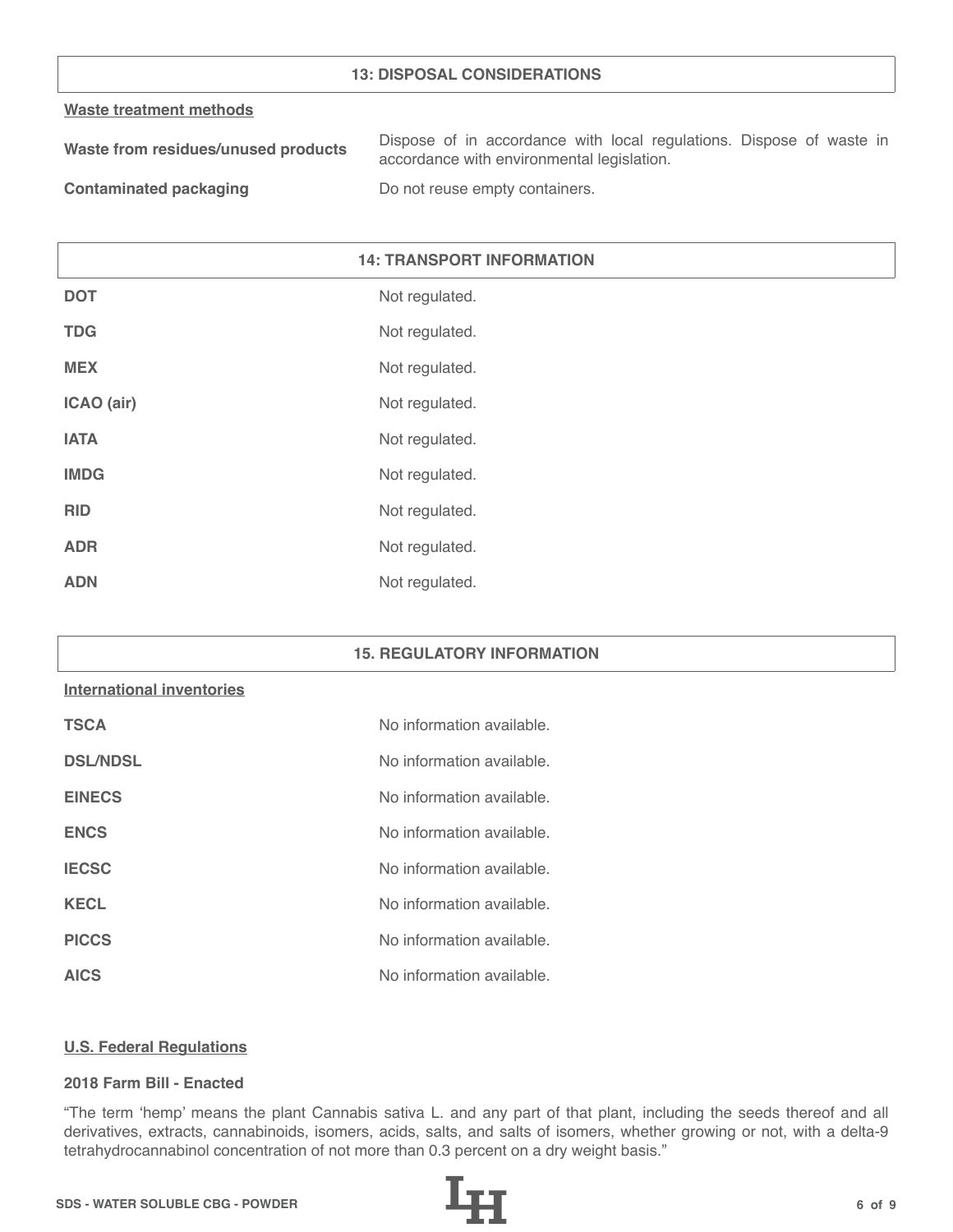## 13: DISPOSAL CONSIDERATIONS

**Waste treatment methods**

| | |
|---|---|
| **Waste from residues/unused products** | Dispose of in accordance with local regulations. Dispose of waste in accordance with environmental legislation. |
| **Contaminated packaging** | Do not reuse empty containers. |

## 14: TRANSPORT INFORMATION

| | |
|---|---|
| **DOT** | Not regulated. |
| **TDG** | Not regulated. |
| **MEX** | Not regulated. |
| **ICAO (air)** | Not regulated. |
| **IATA** | Not regulated. |
| **IMDG** | Not regulated. |
| **RID** | Not regulated. |
| **ADR** | Not regulated. |
| **ADN** | Not regulated. |

## 15. REGULATORY INFORMATION

**International inventories**

| | |
|---|---|
| **TSCA** | No information available. |
| **DSL/NDSL** | No information available. |
| **EINECS** | No information available. |
| **ENCS** | No information available. |
| **IECSC** | No information available. |
| **KECL** | No information available. |
| **PICCS** | No information available. |
| **AICS** | No information available. |

**U.S. Federal Regulations**

**2018 Farm Bill - Enacted**

“The term ‘hemp’ means the plant Cannabis sativa L. and any part of that plant, including the seeds thereof and all derivatives, extracts, cannabinoids, isomers, acids, salts, and salts of isomers, whether growing or not, with a delta-9 tetrahydrocannabinol concentration of not more than 0.3 percent on a dry weight basis.”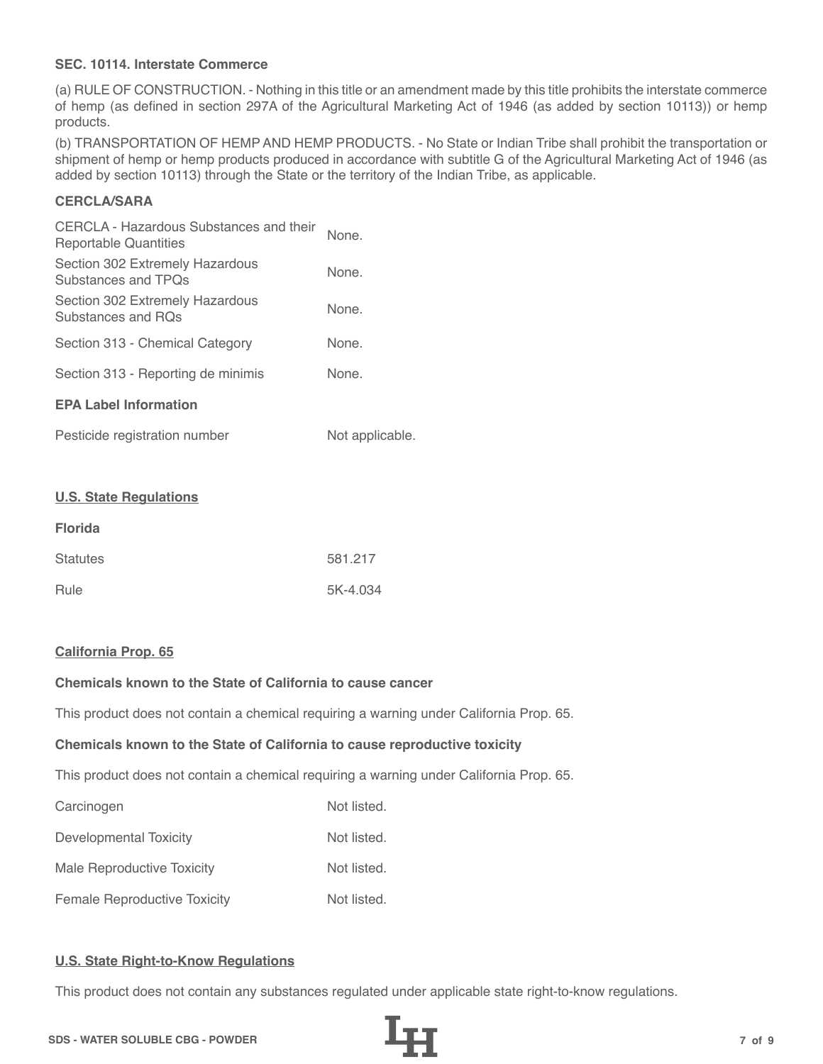**SEC. 10114. Interstate Commerce**

(a) RULE OF CONSTRUCTION. - Nothing in this title or an amendment made by this title prohibits the interstate commerce of hemp (as defined in section 297A of the Agricultural Marketing Act of 1946 (as added by section 10113)) or hemp products.

(b) TRANSPORTATION OF HEMP AND HEMP PRODUCTS. - No State or Indian Tribe shall prohibit the transportation or shipment of hemp or hemp products produced in accordance with subtitle G of the Agricultural Marketing Act of 1946 (as added by section 10113) through the State or the territory of the Indian Tribe, as applicable.

**CERCLA/SARA**

| | |
|---|---|
| CERCLA - Hazardous Substances and their Reportable Quantities | None. |
| Section 302 Extremely Hazardous Substances and TPQs | None. |
| Section 302 Extremely Hazardous Substances and RQs | None. |
| Section 313 - Chemical Category | None. |
| Section 313 - Reporting de minimis | None. |

**EPA Label Information**

| | |
|---|---|
| Pesticide registration number | Not applicable. |

**U.S. State Regulations**

**Florida**

| | |
|---|---|
| Statutes | 581.217 |
| Rule | 5K-4.034 |

**California Prop. 65**

**Chemicals known to the State of California to cause cancer**

This product does not contain a chemical requiring a warning under California Prop. 65.

**Chemicals known to the State of California to cause reproductive toxicity**

This product does not contain a chemical requiring a warning under California Prop. 65.

| | |
|---|---|
| Carcinogen | Not listed. |
| Developmental Toxicity | Not listed. |
| Male Reproductive Toxicity | Not listed. |
| Female Reproductive Toxicity | Not listed. |

**U.S. State Right-to-Know Regulations**

This product does not contain any substances regulated under applicable state right-to-know regulations.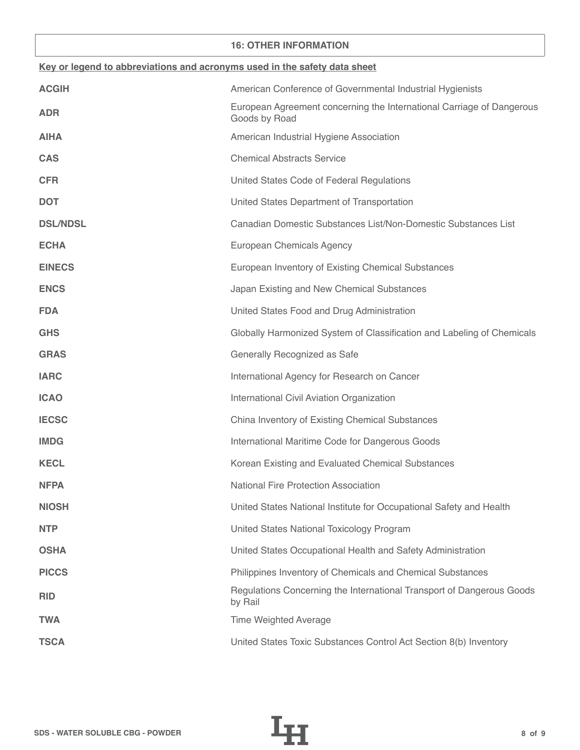## 16: OTHER INFORMATION

**Key or legend to abbreviations and acronyms used in the safety data sheet**

| | |
|---|---|
| **ACGIH** | American Conference of Governmental Industrial Hygienists |
| **ADR** | European Agreement concerning the International Carriage of Dangerous Goods by Road |
| **AIHA** | American Industrial Hygiene Association |
| **CAS** | Chemical Abstracts Service |
| **CFR** | United States Code of Federal Regulations |
| **DOT** | United States Department of Transportation |
| **DSL/NDSL** | Canadian Domestic Substances List/Non-Domestic Substances List |
| **ECHA** | European Chemicals Agency |
| **EINECS** | European Inventory of Existing Chemical Substances |
| **ENCS** | Japan Existing and New Chemical Substances |
| **FDA** | United States Food and Drug Administration |
| **GHS** | Globally Harmonized System of Classification and Labeling of Chemicals |
| **GRAS** | Generally Recognized as Safe |
| **IARC** | International Agency for Research on Cancer |
| **ICAO** | International Civil Aviation Organization |
| **IECSC** | China Inventory of Existing Chemical Substances |
| **IMDG** | International Maritime Code for Dangerous Goods |
| **KECL** | Korean Existing and Evaluated Chemical Substances |
| **NFPA** | National Fire Protection Association |
| **NIOSH** | United States National Institute for Occupational Safety and Health |
| **NTP** | United States National Toxicology Program |
| **OSHA** | United States Occupational Health and Safety Administration |
| **PICCS** | Philippines Inventory of Chemicals and Chemical Substances |
| **RID** | Regulations Concerning the International Transport of Dangerous Goods by Rail |
| **TWA** | Time Weighted Average |
| **TSCA** | United States Toxic Substances Control Act Section 8(b) Inventory |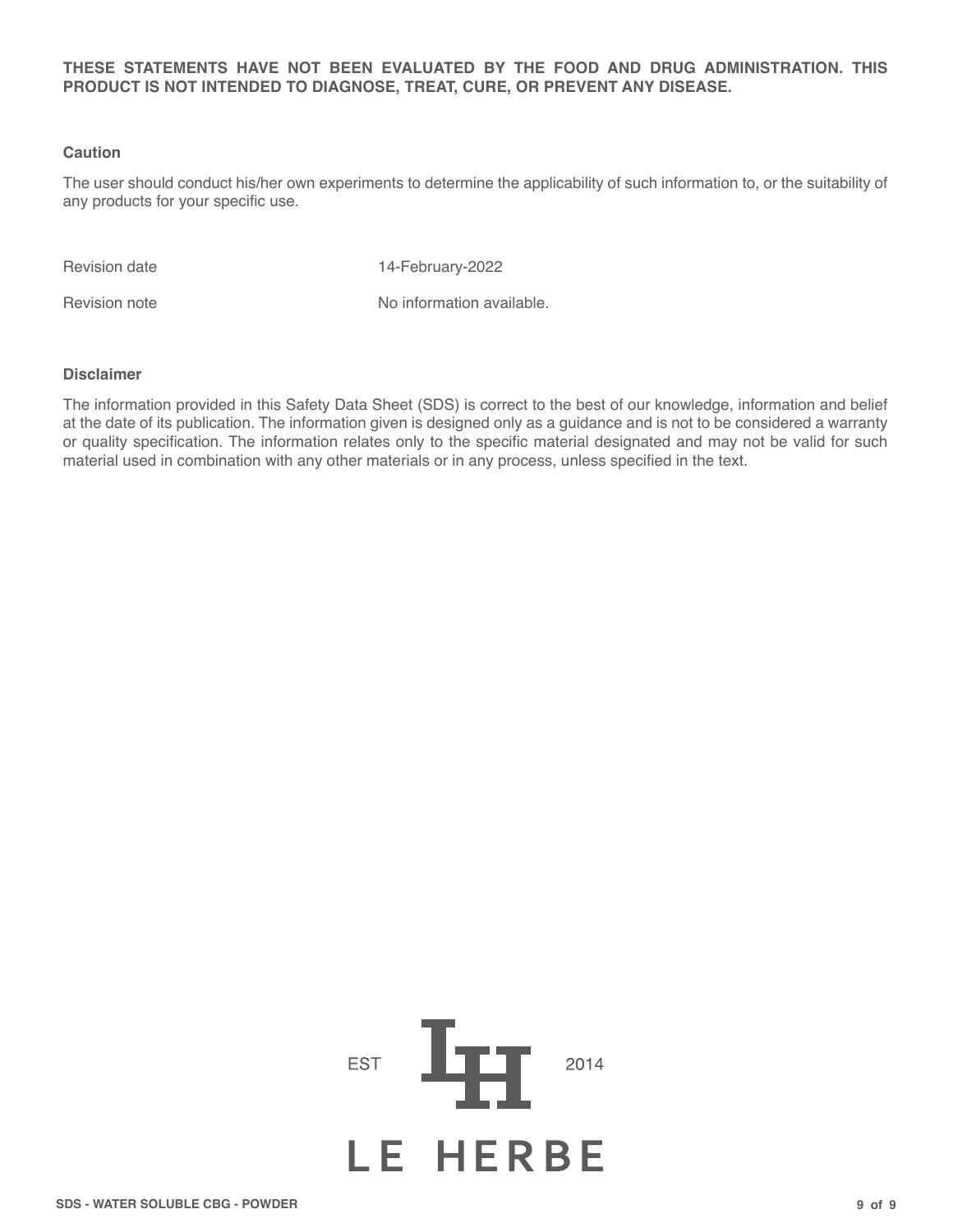**THESE STATEMENTS HAVE NOT BEEN EVALUATED BY THE FOOD AND DRUG ADMINISTRATION. THIS PRODUCT IS NOT INTENDED TO DIAGNOSE, TREAT, CURE, OR PREVENT ANY DISEASE.**

### Caution

The user should conduct his/her own experiments to determine the applicability of such information to, or the suitability of any products for your specific use.

| | |
|---|---|
| Revision date | 14-February-2022 |
| Revision note | No information available. |

### Disclaimer

The information provided in this Safety Data Sheet (SDS) is correct to the best of our knowledge, information and belief at the date of its publication. The information given is designed only as a guidance and is not to be considered a warranty or quality specification. The information relates only to the specific material designated and may not be valid for such material used in combination with any other materials or in any process, unless specified in the text.

EST LH 2014

LE HERBE